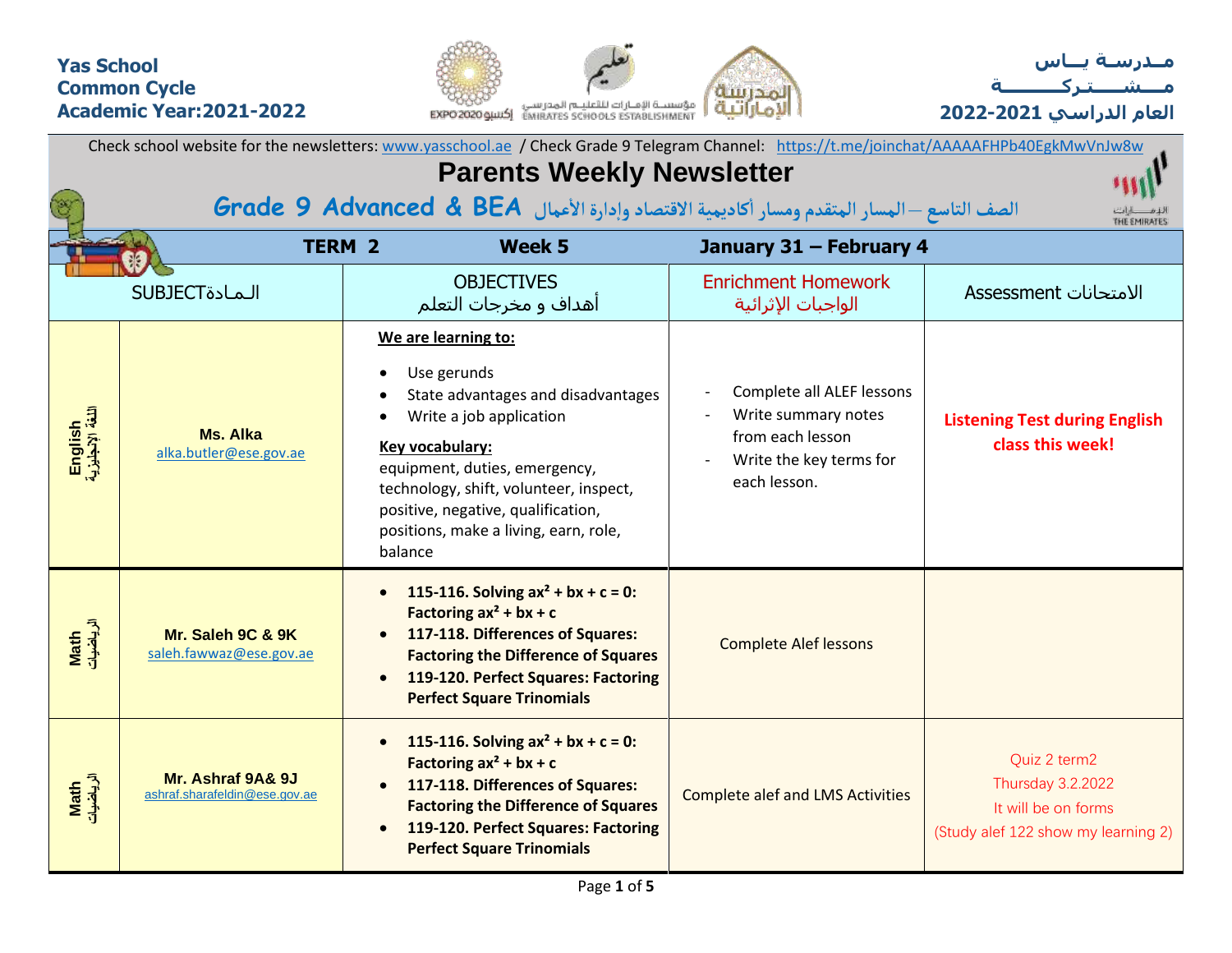**Yas School**
**Common Cycle**
**Academic Year:2021-2022**

**مـدرسـة يــاس**
**مـــشـــــتـركــــــــة**
**العام الدراسي 2021-2022**

Check school website for the newsletters: www.yasschool.ae / Check Grade 9 Telegram Channel: https://t.me/joinchat/AAAAFHPb40EgkMwVnJw8w

# Parents Weekly Newsletter

## Grade 9 Advanced & BEA الصف التاسع – المسار المتقدم ومسار أكاديمية الاقتصاد وإدارة الأعمال

**TERM 2 Week 5 January 31 – February 4**

| SUBJECTالـمـادة | | OBJECTIVES أهداف و مخرجات التعلم | Enrichment Homework الواجبات الإثرائية | Assessment الامتحانات |
|---|---|---|---|---|
| English اللغة الإنجليزية | **Ms. Alka** alka.butler@ese.gov.ae | **We are learning to:** • Use gerunds • State advantages and disadvantages • Write a job application **Key vocabulary:** equipment, duties, emergency, technology, shift, volunteer, inspect, positive, negative, qualification, positions, make a living, earn, role, balance | - Complete all ALEF lessons - Write summary notes from each lesson - Write the key terms for each lesson. | **Listening Test during English class this week!** |
| Math الرياضيات | **Mr. Saleh 9C & 9K** saleh.fawwaz@ese.gov.ae | • **115-116. Solving $ax^2 + bx + c = 0$: Factoring $ax^2 + bx + c$** • **117-118. Differences of Squares: Factoring the Difference of Squares** • **119-120. Perfect Squares: Factoring Perfect Square Trinomials** | Complete Alef lessons | |
| Math الرياضيات | **Mr. Ashraf 9A& 9J** ashraf.sharafeldin@ese.gov.ae | • **115-116. Solving $ax^2 + bx + c = 0$: Factoring $ax^2 + bx + c$** • **117-118. Differences of Squares: Factoring the Difference of Squares** • **119-120. Perfect Squares: Factoring Perfect Square Trinomials** | Complete alef and LMS Activities | Quiz 2 term2 Thursday 3.2.2022 It will be on forms (Study alef 122 show my learning 2) |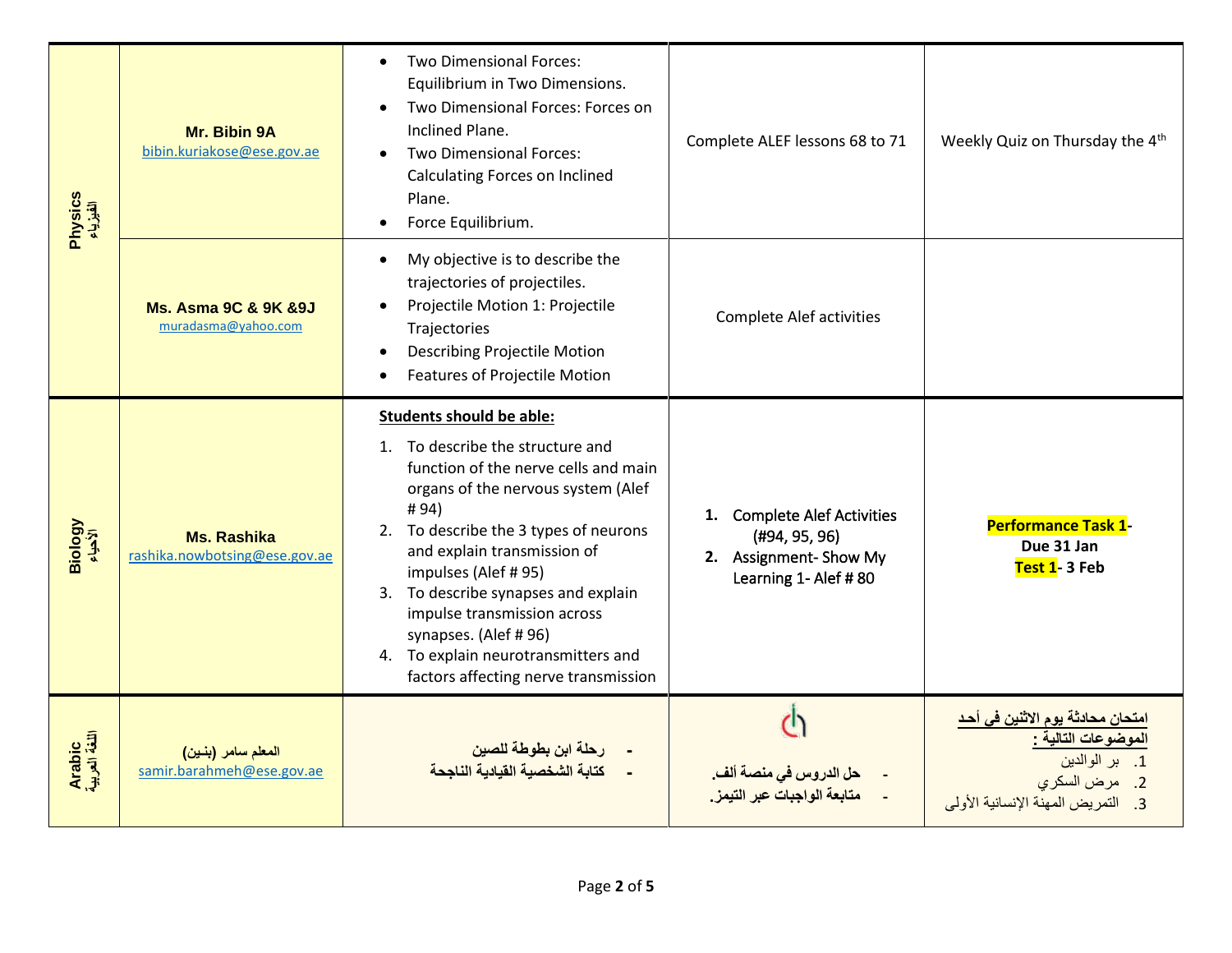| | | | | |
|---|---|---|---|---|
| Physics الفيزياء | **Mr. Bibin 9A** bibin.kuriakose@ese.gov.ae | • Two Dimensional Forces: Equilibrium in Two Dimensions.<br>• Two Dimensional Forces: Forces on Inclined Plane.<br>• Two Dimensional Forces: Calculating Forces on Inclined Plane.<br>• Force Equilibrium. | Complete ALEF lessons 68 to 71 | Weekly Quiz on Thursday the 4th |
| | **Ms. Asma 9C & 9K &9J** muradasma@yahoo.com | • My objective is to describe the trajectories of projectiles.<br>• Projectile Motion 1: Projectile Trajectories<br>• Describing Projectile Motion<br>• Features of Projectile Motion | Complete Alef activities | |
| Biology الأحياء | **Ms. Rashika** rashika.nowbotsing@ese.gov.ae | **Students should be able:**<br>1. To describe the structure and function of the nerve cells and main organs of the nervous system (Alef # 94)<br>2. To describe the 3 types of neurons and explain transmission of impulses (Alef # 95)<br>3. To describe synapses and explain impulse transmission across synapses. (Alef # 96)<br>4. To explain neurotransmitters and factors affecting nerve transmission | **1.** Complete Alef Activities (#94, 95, 96)<br>**2.** Assignment- Show My Learning 1- Alef # 80 | **Performance Task 1- Due 31 Jan**<br>**Test 1- 3 Feb** |
| Arabic اللغة العربية | **المعلم سامر (بنـين)** samir.barahmeh@ese.gov.ae | - **رحلة ابن بطوطة للصين**<br>- **كتابة الشخصية القيادية الناجحة** | - **حل الدروس في منصة ألف.**<br>- **متابعة الواجبات عبر التيمز.** | **امتحان محادثة يوم الاثنين في أحد الموضوعات التالية :**<br>1. بر الوالدين<br>2. مرض السكري<br>3. التمريض المهنة الإنسانية الأولى |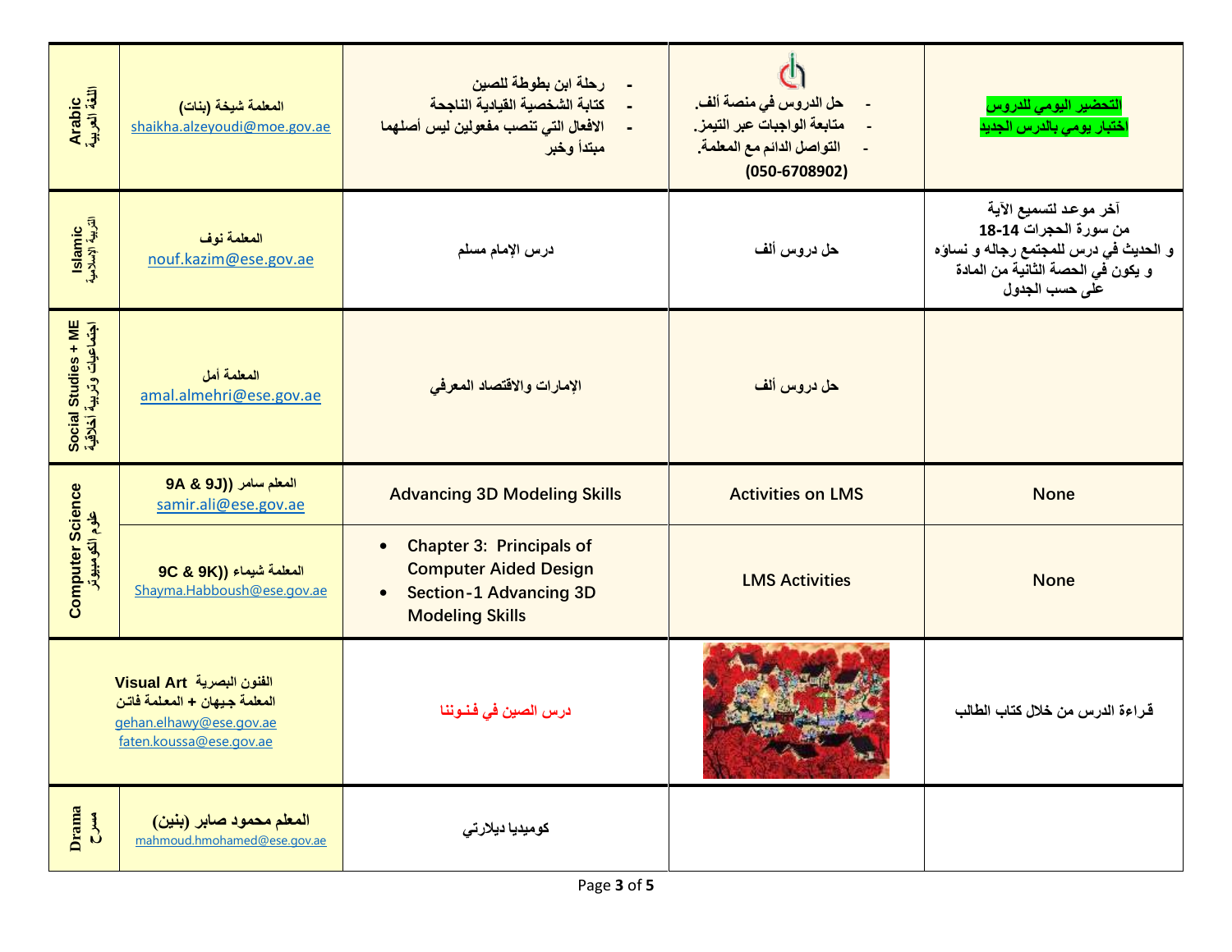| | | | | |
|---|---|---|---|---|
| Arabic اللغة العربية | المعلمة شيخة (بنات) shaikha.alzeyoudi@moe.gov.ae | - رحلة ابن بطوطة للصين<br>- كتابة الشخصية القيادية الناجحة<br>- الافعال التي تنصب مفعولين ليس أصلهما مبتدأ وخبر | - حل الدروس في منصة ألف.<br>- متابعة الواجبات عبر التيمز.<br>- التواصل الدائم مع المعلمة. (050-6708902) | **التحضير اليومي للدروس**<br>**اختبار يومي بالدرس الجديد** |
| Islamic التربية الإسلامية | المعلمة نوف nouf.kazim@ese.gov.ae | درس الإمام مسلم | حل دروس ألف | آخر موعد لتسميع الآية من سورة الحجرات 14-18 و الحديث في درس للمجتمع رجاله و نساؤه و يكون في الحصة الثانية من المادة على حسب الجدول |
| Social Studies + ME اجتماعيات وتربية أخلاقية | المعلمة أمل amal.almehri@ese.gov.ae | الإمارات والاقتصاد المعرفي | حل دروس ألف | |
| Computer Science علوم الكومبيوتر | المعلم سامر ((9A & 9J samir.ali@ese.gov.ae | Advancing 3D Modeling Skills | Activities on LMS | None |
| | المعلمة شيماء ((9C & 9K Shayma.Habboush@ese.gov.ae | • Chapter 3: Principals of Computer Aided Design<br>• Section-1 Advancing 3D Modeling Skills | LMS Activities | None |
| Visual Art الفنون البصرية المعلمة جيهان + المعلمة فاتن gehan.elhawy@ese.gov.ae faten.koussa@ese.gov.ae | | درس الصين في فنوننا | | قراءة الدرس من خلال كتاب الطالب |
| Drama مسرح | المعلم محمود صابر (بنين) mahmoud.hmohamed@ese.gov.ae | كوميديا ديلارتي | | |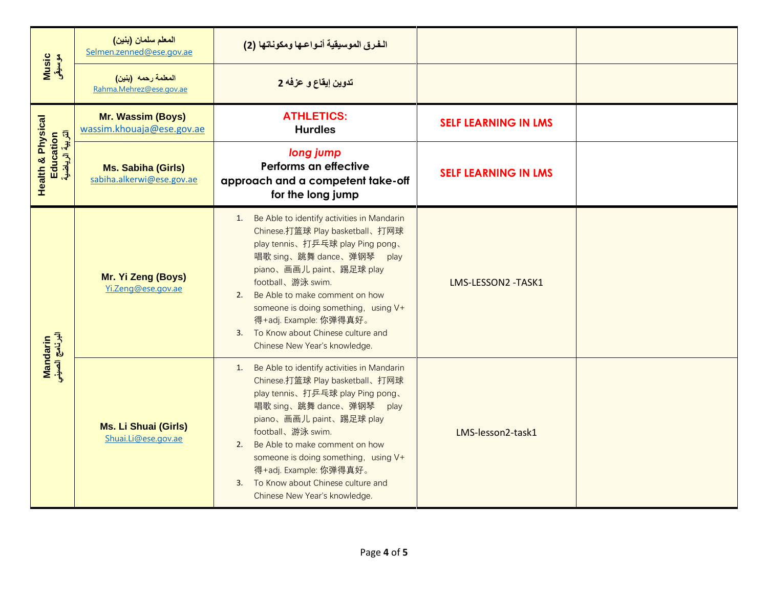| | | | | |
|---|---|---|---|---|
| Music موسيقى | المعلم سلمان (بنين) Selmen.zenned@ese.gov.ae | الـفـرق الموسيقية أنـواعـها ومكونـاتـها (2) | | |
| | المعلمة رحمه (بنين) Rahma.Mehrez@ese.gov.ae | تدوين إيقاع و عزفه 2 | | |
| Health & Physical Education التربية الرياضية | **Mr. Wassim (Boys)** wassim.khouaja@ese.gov.ae | **ATHLETICS:** **Hurdles** | **SELF LEARNING IN LMS** | |
| | **Ms. Sabiha (Girls)** sabiha.alkerwi@ese.gov.ae | ***long jump*** **Performs an effective approach and a competent take-off for the long jump** | **SELF LEARNING IN LMS** | |
| Mandarin البرنامج الصيني | **Mr. Yi Zeng (Boys)** Yi.Zeng@ese.gov.ae | 1. Be Able to identify activities in Mandarin Chinese.打篮球 Play basketball、打网球 play tennis、打乒乓球 play Ping pong、唱歌 sing、跳舞 dance、弹钢琴 play piano、画画儿 paint、踢足球 play football、游泳 swim. 2. Be Able to make comment on how someone is doing something，using V+得+adj. Example: 你弹得真好。 3. To Know about Chinese culture and Chinese New Year's knowledge. | LMS-LESSON2 -TASK1 | |
| | **Ms. Li Shuai (Girls)** Shuai.Li@ese.gov.ae | 1. Be Able to identify activities in Mandarin Chinese.打篮球 Play basketball、打网球 play tennis、打乒乓球 play Ping pong、唱歌 sing、跳舞 dance、弹钢琴 play piano、画画儿 paint、踢足球 play football、游泳 swim. 2. Be Able to make comment on how someone is doing something，using V+得+adj. Example: 你弹得真好。 3. To Know about Chinese culture and Chinese New Year's knowledge. | LMS-lesson2-task1 | |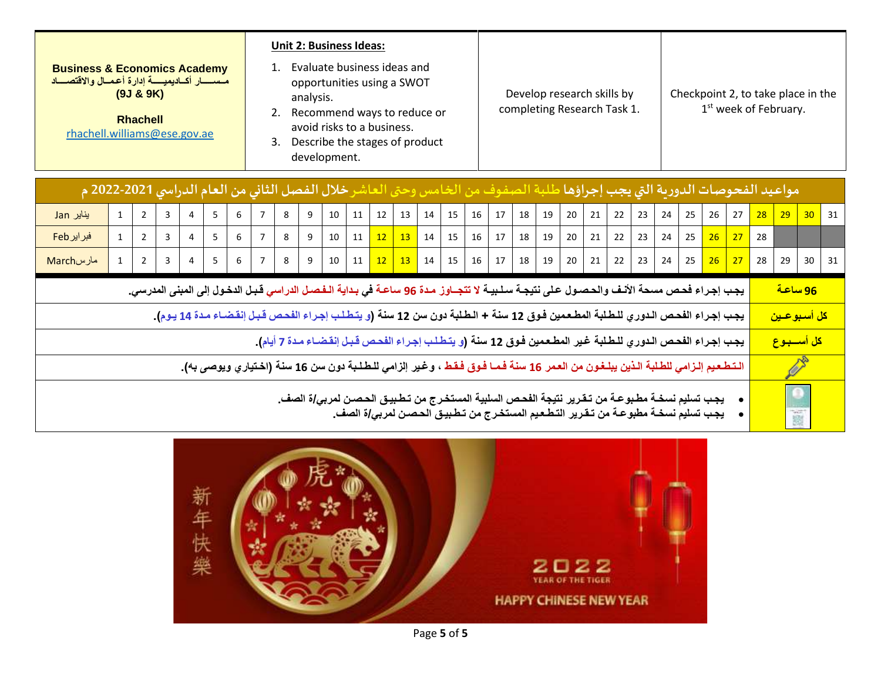| | | | |
|---|---|---|---|
| **Business & Economics Academy**<br>**مـســـــار أكــاديميـــــة إدارة أعمـــال والاقتصـــاد**<br>**(9J & 9K)**<br><br>**Rhachell**<br>rhachell.williams@ese.gov.ae | **Unit 2: Business Ideas:**<br>1. Evaluate business ideas and opportunities using a SWOT analysis.<br>2. Recommend ways to reduce or avoid risks to a business.<br>3. Describe the stages of product development. | Develop research skills by completing Research Task 1. | Checkpoint 2, to take place in the 1st week of February. |

**مواعيد الفحوصات الدورية التي يجب إجراؤها طلبة الصفوف من الخامس وحتى العاشر خلال الفصل الثاني من العام الدراسي 2021-2022 م**

| | | | | | | | | | | | | | | | | | | | | | | | | | | | | | | | |
|---|---|---|---|---|---|---|---|---|---|---|---|---|---|---|---|---|---|---|---|---|---|---|---|---|---|---|---|---|---|---|---|
| يناير Jan | 1 | 2 | 3 | 4 | 5 | 6 | 7 | 8 | 9 | 10 | 11 | 12 | 13 | 14 | 15 | 16 | 17 | 18 | 19 | 20 | 21 | 22 | 23 | 24 | 25 | 26 | 27 | 28 | 29 | 30 | 31 |
| فبراير Feb | 1 | 2 | 3 | 4 | 5 | 6 | 7 | 8 | 9 | 10 | 11 | 12 | 13 | 14 | 15 | 16 | 17 | 18 | 19 | 20 | 21 | 22 | 23 | 24 | 25 | 26 | 27 | 28 | | | |
| مارس March | 1 | 2 | 3 | 4 | 5 | 6 | 7 | 8 | 9 | 10 | 11 | 12 | 13 | 14 | 15 | 16 | 17 | 18 | 19 | 20 | 21 | 22 | 23 | 24 | 25 | 26 | 27 | 28 | 29 | 30 | 31 |

| | |
|---|---|
| **96 ساعة** | يجب إجراء فحص مسحة الأنف والحصول على نتيجة سلبية لا تتجاوز مدة 96 ساعة في بداية الفصل الدراسي قبل الدخول إلى المبنى المدرسي. |
| **كل أسبوعين** | يجب إجراء الفحص الدوري للطلبة المطعمين فوق 12 سنة + الطلبة دون سن 12 سنة (و يتطلب إجراء الفحص قبل إنقضاء مدة 14 يوم). |
| **كل أسبوع** | يجب إجراء الفحص الدوري للطلبة غير المطعمين فوق 12 سنة (و يتطلب إجراء الفحص قبل إنقضاء مدة 7 أيام). |
| | التطعيم إلزامي للطلبة الذين يبلغون من العمر 16 سنة فما فوق فقط ، وغير إلزامي للطلبة دون سن 16 سنة (اختياري ويوصى به). |
| | • يجب تسليم نسخة مطبوعة من تقرير نتيجة الفحص السلبية المستخرج من تطبيق الحصن لمربي/ة الصف.<br>• يجب تسليم نسخة مطبوعة من تقرير التطعيم المستخرج من تطبيق الحصن لمربي/ة الصف. |

新年快樂

2022
YEAR OF THE TIGER
HAPPY CHINESE NEW YEAR